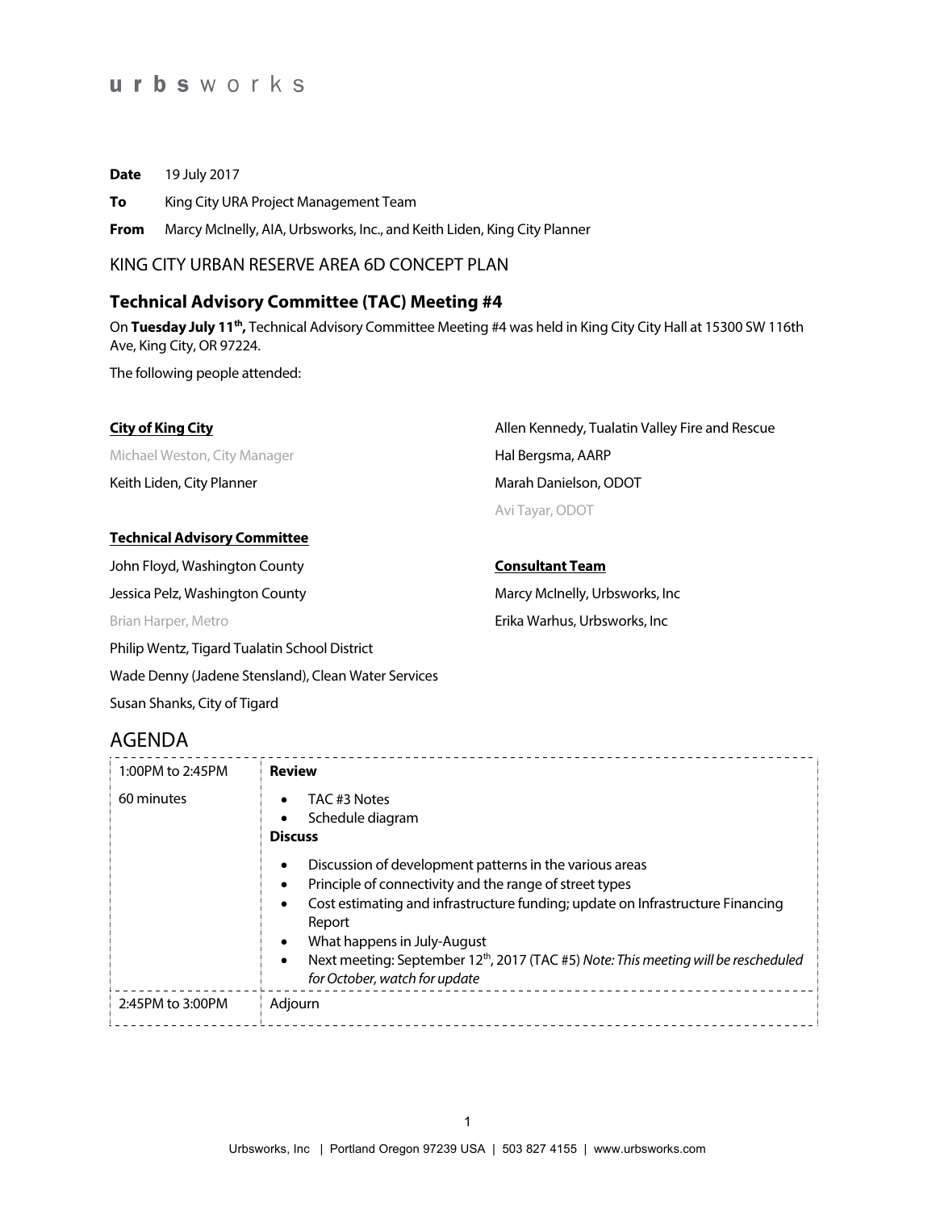urbsworks

**Date** 19 July 2017

**To** King City URA Project Management Team

**From** Marcy McInelly, AIA, Urbsworks, Inc., and Keith Liden, King City Planner

KING CITY URBAN RESERVE AREA 6D CONCEPT PLAN

## Technical Advisory Committee (TAC) Meeting #4

On **Tuesday July 11th,** Technical Advisory Committee Meeting #4 was held in King City City Hall at 15300 SW 116th Ave, King City, OR 97224.

The following people attended:

**City of King City**

Michael Weston, City Manager

Keith Liden, City Planner

**Technical Advisory Committee**

John Floyd, Washington County

Jessica Pelz, Washington County

Brian Harper, Metro

Philip Wentz, Tigard Tualatin School District

Wade Denny (Jadene Stensland), Clean Water Services

Susan Shanks, City of Tigard

Allen Kennedy, Tualatin Valley Fire and Rescue

Hal Bergsma, AARP

Marah Danielson, ODOT

Avi Tayar, ODOT

**Consultant Team**

Marcy McInelly, Urbsworks, Inc

Erika Warhus, Urbsworks, Inc

## AGENDA

| | |
|---|---|
| 1:00PM to 2:45PM<br>60 minutes | **Review**<br>• TAC #3 Notes<br>• Schedule diagram<br>**Discuss**<br>• Discussion of development patterns in the various areas<br>• Principle of connectivity and the range of street types<br>• Cost estimating and infrastructure funding; update on Infrastructure Financing Report<br>• What happens in July-August<br>• Next meeting: September 12th, 2017 (TAC #5) *Note: This meeting will be rescheduled for October, watch for update* |
| 2:45PM to 3:00PM | Adjourn |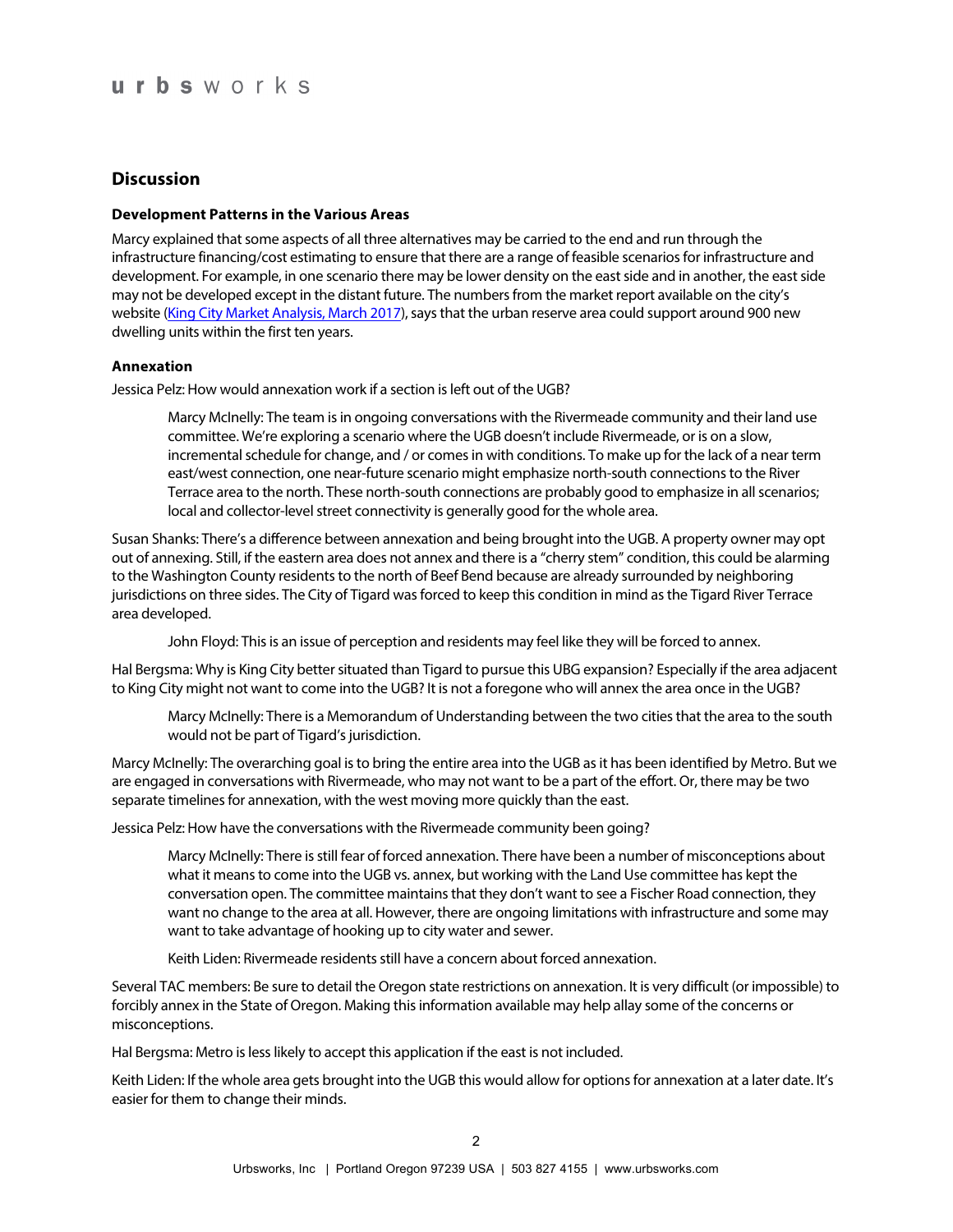## Discussion

### Development Patterns in the Various Areas

Marcy explained that some aspects of all three alternatives may be carried to the end and run through the infrastructure financing/cost estimating to ensure that there are a range of feasible scenarios for infrastructure and development. For example, in one scenario there may be lower density on the east side and in another, the east side may not be developed except in the distant future. The numbers from the market report available on the city's website (King City Market Analysis, March 2017), says that the urban reserve area could support around 900 new dwelling units within the first ten years.

### Annexation

Jessica Pelz: How would annexation work if a section is left out of the UGB?

> Marcy McInelly: The team is in ongoing conversations with the Rivermeade community and their land use committee. We're exploring a scenario where the UGB doesn't include Rivermeade, or is on a slow, incremental schedule for change, and / or comes in with conditions. To make up for the lack of a near term east/west connection, one near-future scenario might emphasize north-south connections to the River Terrace area to the north. These north-south connections are probably good to emphasize in all scenarios; local and collector-level street connectivity is generally good for the whole area.

Susan Shanks: There's a difference between annexation and being brought into the UGB. A property owner may opt out of annexing. Still, if the eastern area does not annex and there is a "cherry stem" condition, this could be alarming to the Washington County residents to the north of Beef Bend because are already surrounded by neighboring jurisdictions on three sides. The City of Tigard was forced to keep this condition in mind as the Tigard River Terrace area developed.

> John Floyd: This is an issue of perception and residents may feel like they will be forced to annex.

Hal Bergsma: Why is King City better situated than Tigard to pursue this UBG expansion? Especially if the area adjacent to King City might not want to come into the UGB? It is not a foregone who will annex the area once in the UGB?

> Marcy McInelly: There is a Memorandum of Understanding between the two cities that the area to the south would not be part of Tigard's jurisdiction.

Marcy McInelly: The overarching goal is to bring the entire area into the UGB as it has been identified by Metro. But we are engaged in conversations with Rivermeade, who may not want to be a part of the effort. Or, there may be two separate timelines for annexation, with the west moving more quickly than the east.

Jessica Pelz: How have the conversations with the Rivermeade community been going?

> Marcy McInelly: There is still fear of forced annexation. There have been a number of misconceptions about what it means to come into the UGB vs. annex, but working with the Land Use committee has kept the conversation open. The committee maintains that they don't want to see a Fischer Road connection, they want no change to the area at all. However, there are ongoing limitations with infrastructure and some may want to take advantage of hooking up to city water and sewer.
>
> Keith Liden: Rivermeade residents still have a concern about forced annexation.

Several TAC members: Be sure to detail the Oregon state restrictions on annexation. It is very difficult (or impossible) to forcibly annex in the State of Oregon. Making this information available may help allay some of the concerns or misconceptions.

Hal Bergsma: Metro is less likely to accept this application if the east is not included.

Keith Liden: If the whole area gets brought into the UGB this would allow for options for annexation at a later date. It's easier for them to change their minds.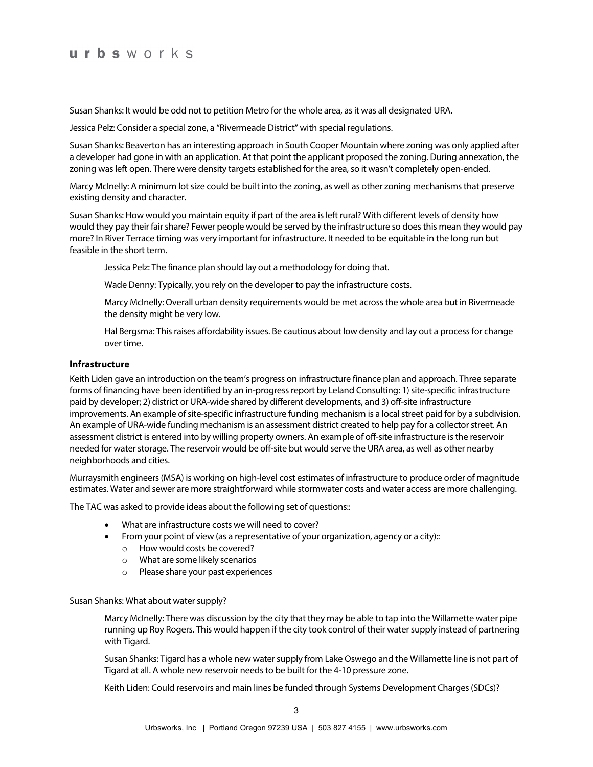Susan Shanks: It would be odd not to petition Metro for the whole area, as it was all designated URA.

Jessica Pelz: Consider a special zone, a "Rivermeade District" with special regulations.

Susan Shanks: Beaverton has an interesting approach in South Cooper Mountain where zoning was only applied after a developer had gone in with an application. At that point the applicant proposed the zoning. During annexation, the zoning was left open. There were density targets established for the area, so it wasn't completely open-ended.

Marcy McInelly: A minimum lot size could be built into the zoning, as well as other zoning mechanisms that preserve existing density and character.

Susan Shanks: How would you maintain equity if part of the area is left rural? With different levels of density how would they pay their fair share? Fewer people would be served by the infrastructure so does this mean they would pay more? In River Terrace timing was very important for infrastructure. It needed to be equitable in the long run but feasible in the short term.

> Jessica Pelz: The finance plan should lay out a methodology for doing that.
>
> Wade Denny: Typically, you rely on the developer to pay the infrastructure costs.
>
> Marcy McInelly: Overall urban density requirements would be met across the whole area but in Rivermeade the density might be very low.
>
> Hal Bergsma: This raises affordability issues. Be cautious about low density and lay out a process for change over time.

**Infrastructure**

Keith Liden gave an introduction on the team's progress on infrastructure finance plan and approach. Three separate forms of financing have been identified by an in-progress report by Leland Consulting: 1) site-specific infrastructure paid by developer; 2) district or URA-wide shared by different developments, and 3) off-site infrastructure improvements. An example of site-specific infrastructure funding mechanism is a local street paid for by a subdivision. An example of URA-wide funding mechanism is an assessment district created to help pay for a collector street. An assessment district is entered into by willing property owners. An example of off-site infrastructure is the reservoir needed for water storage. The reservoir would be off-site but would serve the URA area, as well as other nearby neighborhoods and cities.

Murraysmith engineers (MSA) is working on high-level cost estimates of infrastructure to produce order of magnitude estimates. Water and sewer are more straightforward while stormwater costs and water access are more challenging.

The TAC was asked to provide ideas about the following set of questions::

- What are infrastructure costs we will need to cover?
- From your point of view (as a representative of your organization, agency or a city)::
  - How would costs be covered?
  - What are some likely scenarios
  - Please share your past experiences

Susan Shanks: What about water supply?

> Marcy McInelly: There was discussion by the city that they may be able to tap into the Willamette water pipe running up Roy Rogers. This would happen if the city took control of their water supply instead of partnering with Tigard.
>
> Susan Shanks: Tigard has a whole new water supply from Lake Oswego and the Willamette line is not part of Tigard at all. A whole new reservoir needs to be built for the 4-10 pressure zone.
>
> Keith Liden: Could reservoirs and main lines be funded through Systems Development Charges (SDCs)?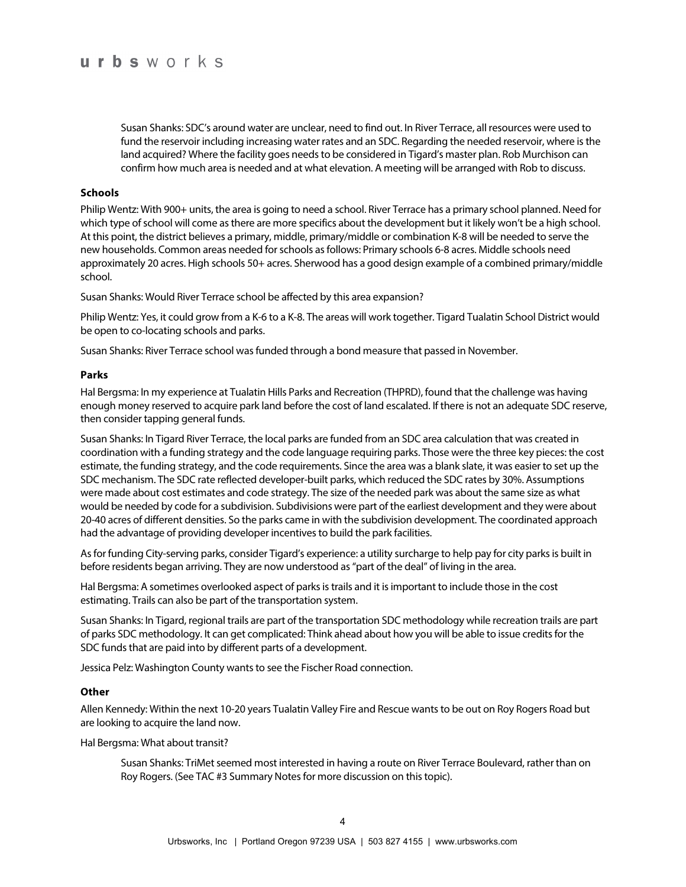Susan Shanks: SDC's around water are unclear, need to find out. In River Terrace, all resources were used to fund the reservoir including increasing water rates and an SDC. Regarding the needed reservoir, where is the land acquired? Where the facility goes needs to be considered in Tigard's master plan. Rob Murchison can confirm how much area is needed and at what elevation. A meeting will be arranged with Rob to discuss.

**Schools**

Philip Wentz: With 900+ units, the area is going to need a school. River Terrace has a primary school planned. Need for which type of school will come as there are more specifics about the development but it likely won't be a high school. At this point, the district believes a primary, middle, primary/middle or combination K-8 will be needed to serve the new households. Common areas needed for schools as follows: Primary schools 6-8 acres. Middle schools need approximately 20 acres. High schools 50+ acres. Sherwood has a good design example of a combined primary/middle school.

Susan Shanks: Would River Terrace school be affected by this area expansion?

Philip Wentz: Yes, it could grow from a K-6 to a K-8. The areas will work together. Tigard Tualatin School District would be open to co-locating schools and parks.

Susan Shanks: River Terrace school was funded through a bond measure that passed in November.

**Parks**

Hal Bergsma: In my experience at Tualatin Hills Parks and Recreation (THPRD), found that the challenge was having enough money reserved to acquire park land before the cost of land escalated. If there is not an adequate SDC reserve, then consider tapping general funds.

Susan Shanks: In Tigard River Terrace, the local parks are funded from an SDC area calculation that was created in coordination with a funding strategy and the code language requiring parks. Those were the three key pieces: the cost estimate, the funding strategy, and the code requirements. Since the area was a blank slate, it was easier to set up the SDC mechanism. The SDC rate reflected developer-built parks, which reduced the SDC rates by 30%. Assumptions were made about cost estimates and code strategy. The size of the needed park was about the same size as what would be needed by code for a subdivision. Subdivisions were part of the earliest development and they were about 20-40 acres of different densities. So the parks came in with the subdivision development. The coordinated approach had the advantage of providing developer incentives to build the park facilities.

As for funding City-serving parks, consider Tigard's experience: a utility surcharge to help pay for city parks is built in before residents began arriving. They are now understood as "part of the deal" of living in the area.

Hal Bergsma: A sometimes overlooked aspect of parks is trails and it is important to include those in the cost estimating. Trails can also be part of the transportation system.

Susan Shanks: In Tigard, regional trails are part of the transportation SDC methodology while recreation trails are part of parks SDC methodology. It can get complicated: Think ahead about how you will be able to issue credits for the SDC funds that are paid into by different parts of a development.

Jessica Pelz: Washington County wants to see the Fischer Road connection.

**Other**

Allen Kennedy: Within the next 10-20 years Tualatin Valley Fire and Rescue wants to be out on Roy Rogers Road but are looking to acquire the land now.

Hal Bergsma: What about transit?

Susan Shanks: TriMet seemed most interested in having a route on River Terrace Boulevard, rather than on Roy Rogers. (See TAC #3 Summary Notes for more discussion on this topic).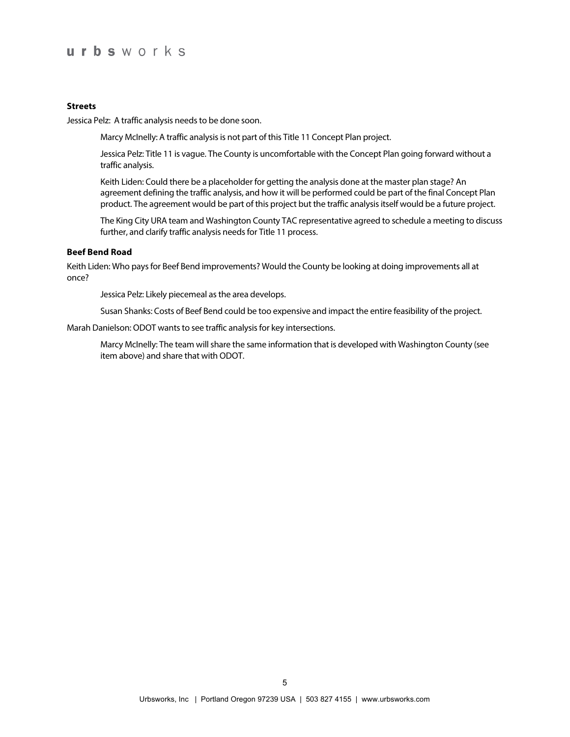**Streets**

Jessica Pelz: A traffic analysis needs to be done soon.

> Marcy McInelly: A traffic analysis is not part of this Title 11 Concept Plan project.
>
> Jessica Pelz: Title 11 is vague. The County is uncomfortable with the Concept Plan going forward without a traffic analysis.
>
> Keith Liden: Could there be a placeholder for getting the analysis done at the master plan stage? An agreement defining the traffic analysis, and how it will be performed could be part of the final Concept Plan product. The agreement would be part of this project but the traffic analysis itself would be a future project.
>
> The King City URA team and Washington County TAC representative agreed to schedule a meeting to discuss further, and clarify traffic analysis needs for Title 11 process.

**Beef Bend Road**

Keith Liden: Who pays for Beef Bend improvements? Would the County be looking at doing improvements all at once?

> Jessica Pelz: Likely piecemeal as the area develops.
>
> Susan Shanks: Costs of Beef Bend could be too expensive and impact the entire feasibility of the project.

Marah Danielson: ODOT wants to see traffic analysis for key intersections.

> Marcy McInelly: The team will share the same information that is developed with Washington County (see item above) and share that with ODOT.